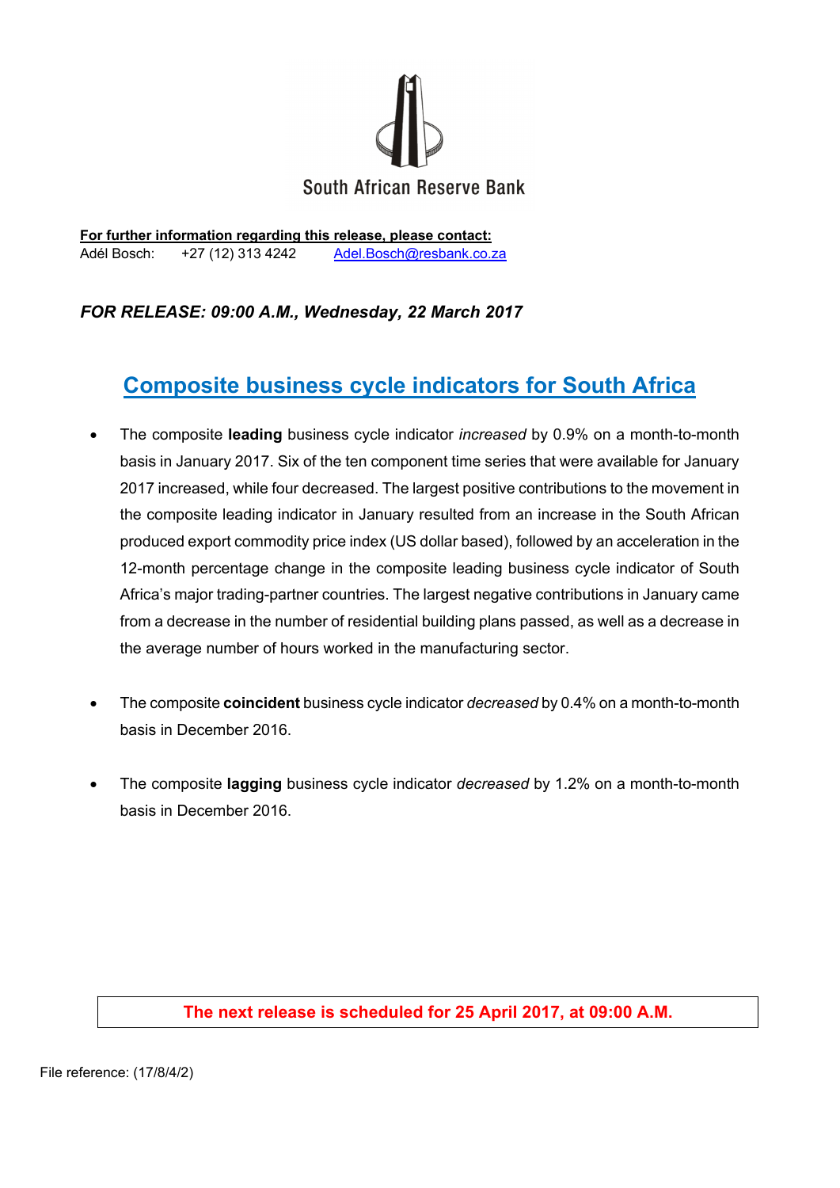South African Reserve Bank

**<u>For further information regarding this release, please contact:</u>**
Adél Bosch: +27 (12) 313 4242 Adel.Bosch@resbank.co.za

***FOR RELEASE: 09:00 A.M., Wednesday, 22 March 2017***

# Composite business cycle indicators for South Africa

- The composite **leading** business cycle indicator *increased* by 0.9% on a month-to-month basis in January 2017. Six of the ten component time series that were available for January 2017 increased, while four decreased. The largest positive contributions to the movement in the composite leading indicator in January resulted from an increase in the South African produced export commodity price index (US dollar based), followed by an acceleration in the 12-month percentage change in the composite leading business cycle indicator of South Africa's major trading-partner countries. The largest negative contributions in January came from a decrease in the number of residential building plans passed, as well as a decrease in the average number of hours worked in the manufacturing sector.

- The composite **coincident** business cycle indicator *decreased* by 0.4% on a month-to-month basis in December 2016.

- The composite **lagging** business cycle indicator *decreased* by 1.2% on a month-to-month basis in December 2016.

**The next release is scheduled for 25 April 2017, at 09:00 A.M.**

File reference: (17/8/4/2)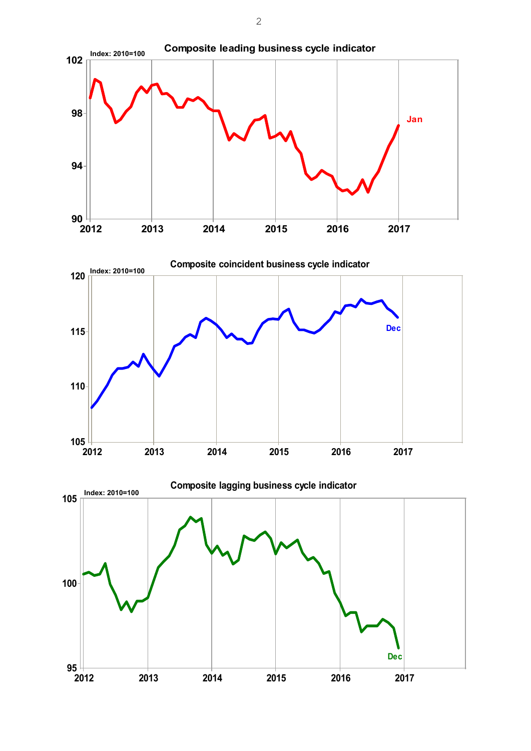**Composite leading business cycle indicator**

Index: 2010=100

**Composite coincident business cycle indicator**

Index: 2010=100

**Composite lagging business cycle indicator**

Index: 2010=100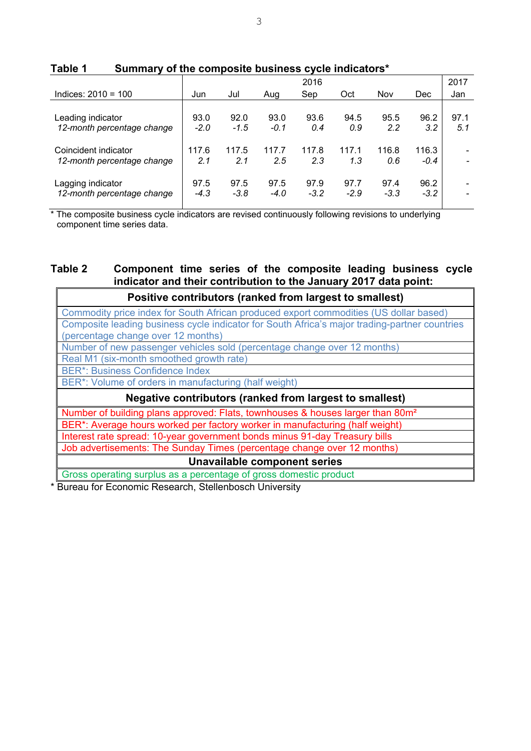**Table 1 Summary of the composite business cycle indicators***

| Indices: 2010 = 100 | 2016 Jun | Jul | Aug | Sep | Oct | Nov | Dec | 2017 Jan |
|---|---|---|---|---|---|---|---|---|
| Leading indicator | 93.0 | 92.0 | 93.0 | 93.6 | 94.5 | 95.5 | 96.2 | 97.1 |
| *12-month percentage change* | *-2.0* | *-1.5* | *-0.1* | *0.4* | *0.9* | *2.2* | *3.2* | *5.1* |
| Coincident indicator | 117.6 | 117.5 | 117.7 | 117.8 | 117.1 | 116.8 | 116.3 | - |
| *12-month percentage change* | *2.1* | *2.1* | *2.5* | *2.3* | *1.3* | *0.6* | *-0.4* | - |
| Lagging indicator | 97.5 | 97.5 | 97.5 | 97.9 | 97.7 | 97.4 | 96.2 | - |
| *12-month percentage change* | *-4.3* | *-3.8* | *-4.0* | *-3.2* | *-2.9* | *-3.3* | *-3.2* | - |

\* The composite business cycle indicators are revised continuously following revisions to underlying component time series data.

**Table 2 Component time series of the composite leading business cycle indicator and their contribution to the January 2017 data point:**

| **Positive contributors (ranked from largest to smallest)** |
|---|
| Commodity price index for South African produced export commodities (US dollar based) |
| Composite leading business cycle indicator for South Africa's major trading-partner countries (percentage change over 12 months) |
| Number of new passenger vehicles sold (percentage change over 12 months) |
| Real M1 (six-month smoothed growth rate) |
| BER*: Business Confidence Index |
| BER*: Volume of orders in manufacturing (half weight) |
| **Negative contributors (ranked from largest to smallest)** |
| Number of building plans approved: Flats, townhouses & houses larger than 80m² |
| BER*: Average hours worked per factory worker in manufacturing (half weight) |
| Interest rate spread: 10-year government bonds minus 91-day Treasury bills |
| Job advertisements: The Sunday Times (percentage change over 12 months) |
| **Unavailable component series** |
| Gross operating surplus as a percentage of gross domestic product |

\* Bureau for Economic Research, Stellenbosch University